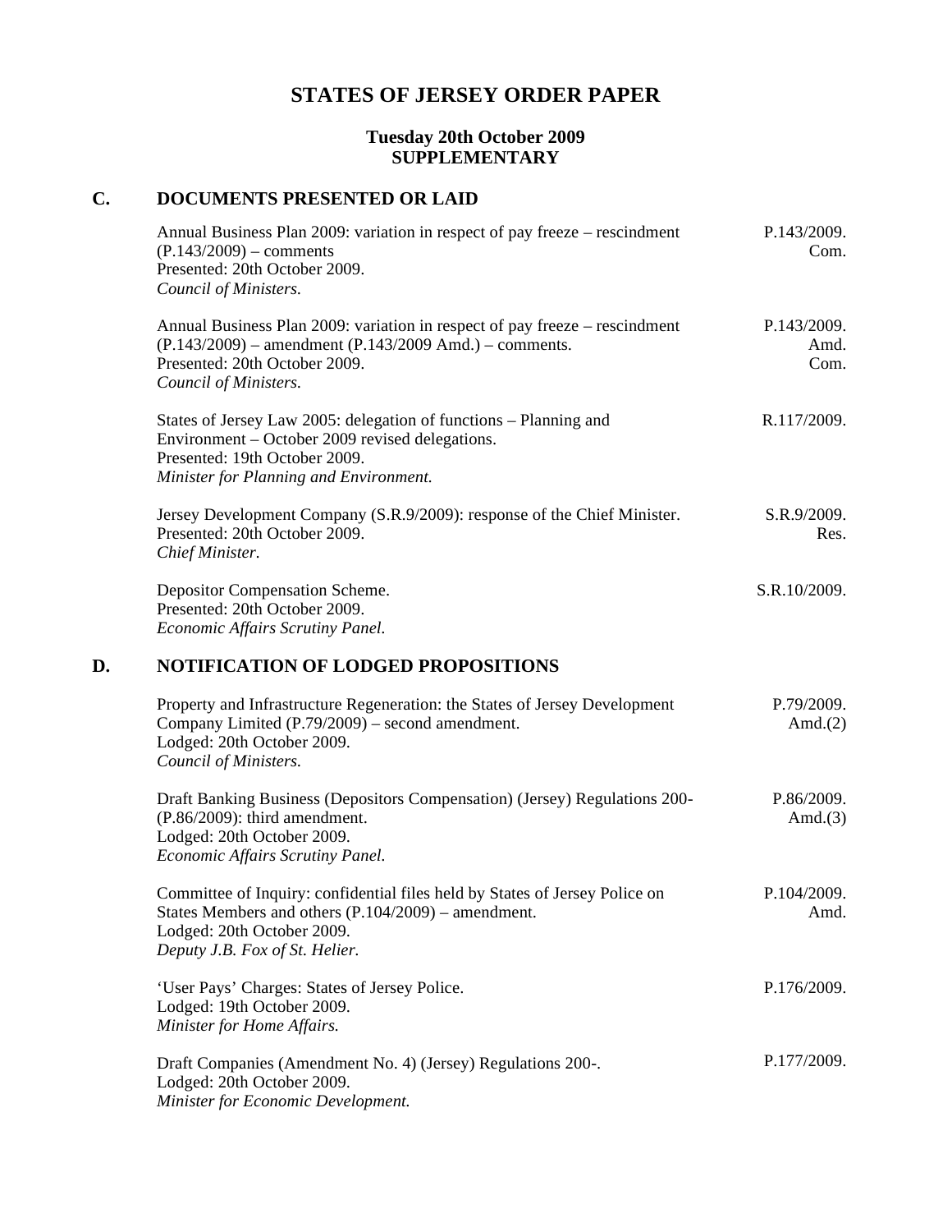# STATES OF JERSEY ORDER PAPER

**Tuesday 20th October 2009**
**SUPPLEMENTARY**

## C. DOCUMENTS PRESENTED OR LAID

Annual Business Plan 2009: variation in respect of pay freeze – rescindment (P.143/2009) – comments
Presented: 20th October 2009.
*Council of Ministers.*
P.143/2009. Com.

Annual Business Plan 2009: variation in respect of pay freeze – rescindment (P.143/2009) – amendment (P.143/2009 Amd.) – comments.
Presented: 20th October 2009.
*Council of Ministers.*
P.143/2009. Amd. Com.

States of Jersey Law 2005: delegation of functions – Planning and Environment – October 2009 revised delegations.
Presented: 19th October 2009.
*Minister for Planning and Environment.*
R.117/2009.

Jersey Development Company (S.R.9/2009): response of the Chief Minister.
Presented: 20th October 2009.
*Chief Minister.*
S.R.9/2009. Res.

Depositor Compensation Scheme.
Presented: 20th October 2009.
*Economic Affairs Scrutiny Panel.*
S.R.10/2009.

## D. NOTIFICATION OF LODGED PROPOSITIONS

Property and Infrastructure Regeneration: the States of Jersey Development Company Limited (P.79/2009) – second amendment.
Lodged: 20th October 2009.
*Council of Ministers.*
P.79/2009. Amd.(2)

Draft Banking Business (Depositors Compensation) (Jersey) Regulations 200- (P.86/2009): third amendment.
Lodged: 20th October 2009.
*Economic Affairs Scrutiny Panel.*
P.86/2009. Amd.(3)

Committee of Inquiry: confidential files held by States of Jersey Police on States Members and others (P.104/2009) – amendment.
Lodged: 20th October 2009.
*Deputy J.B. Fox of St. Helier.*
P.104/2009. Amd.

'User Pays' Charges: States of Jersey Police.
Lodged: 19th October 2009.
*Minister for Home Affairs.*
P.176/2009.

Draft Companies (Amendment No. 4) (Jersey) Regulations 200-.
Lodged: 20th October 2009.
*Minister for Economic Development.*
P.177/2009.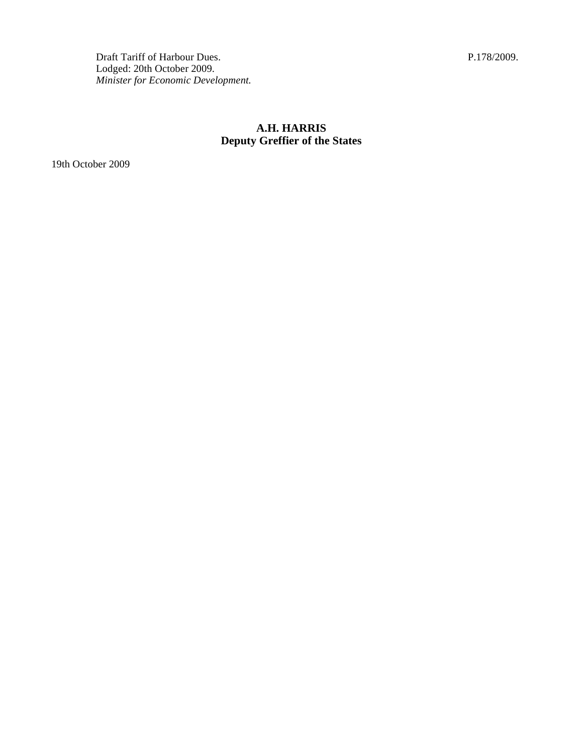Draft Tariff of Harbour Dues.  
Lodged: 20th October 2009.  
*Minister for Economic Development.*

P.178/2009.

**A.H. HARRIS**  
**Deputy Greffier of the States**

19th October 2009